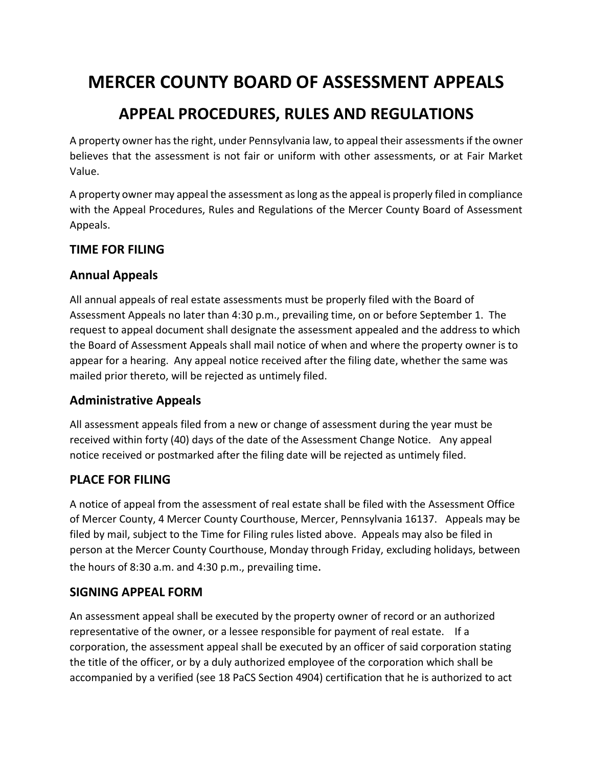# MERCER COUNTY BOARD OF ASSESSMENT APPEALS

## APPEAL PROCEDURES, RULES AND REGULATIONS

A property owner has the right, under Pennsylvania law, to appeal their assessments if the owner believes that the assessment is not fair or uniform with other assessments, or at Fair Market Value.

A property owner may appeal the assessment as long as the appeal is properly filed in compliance with the Appeal Procedures, Rules and Regulations of the Mercer County Board of Assessment Appeals.

### TIME FOR FILING

### Annual Appeals

All annual appeals of real estate assessments must be properly filed with the Board of Assessment Appeals no later than 4:30 p.m., prevailing time, on or before September 1. The request to appeal document shall designate the assessment appealed and the address to which the Board of Assessment Appeals shall mail notice of when and where the property owner is to appear for a hearing. Any appeal notice received after the filing date, whether the same was mailed prior thereto, will be rejected as untimely filed.

### Administrative Appeals

All assessment appeals filed from a new or change of assessment during the year must be received within forty (40) days of the date of the Assessment Change Notice. Any appeal notice received or postmarked after the filing date will be rejected as untimely filed.

### PLACE FOR FILING

A notice of appeal from the assessment of real estate shall be filed with the Assessment Office of Mercer County, 4 Mercer County Courthouse, Mercer, Pennsylvania 16137. Appeals may be filed by mail, subject to the Time for Filing rules listed above. Appeals may also be filed in person at the Mercer County Courthouse, Monday through Friday, excluding holidays, between the hours of 8:30 a.m. and 4:30 p.m., prevailing time.

### SIGNING APPEAL FORM

An assessment appeal shall be executed by the property owner of record or an authorized representative of the owner, or a lessee responsible for payment of real estate. If a corporation, the assessment appeal shall be executed by an officer of said corporation stating the title of the officer, or by a duly authorized employee of the corporation which shall be accompanied by a verified (see 18 PaCS Section 4904) certification that he is authorized to act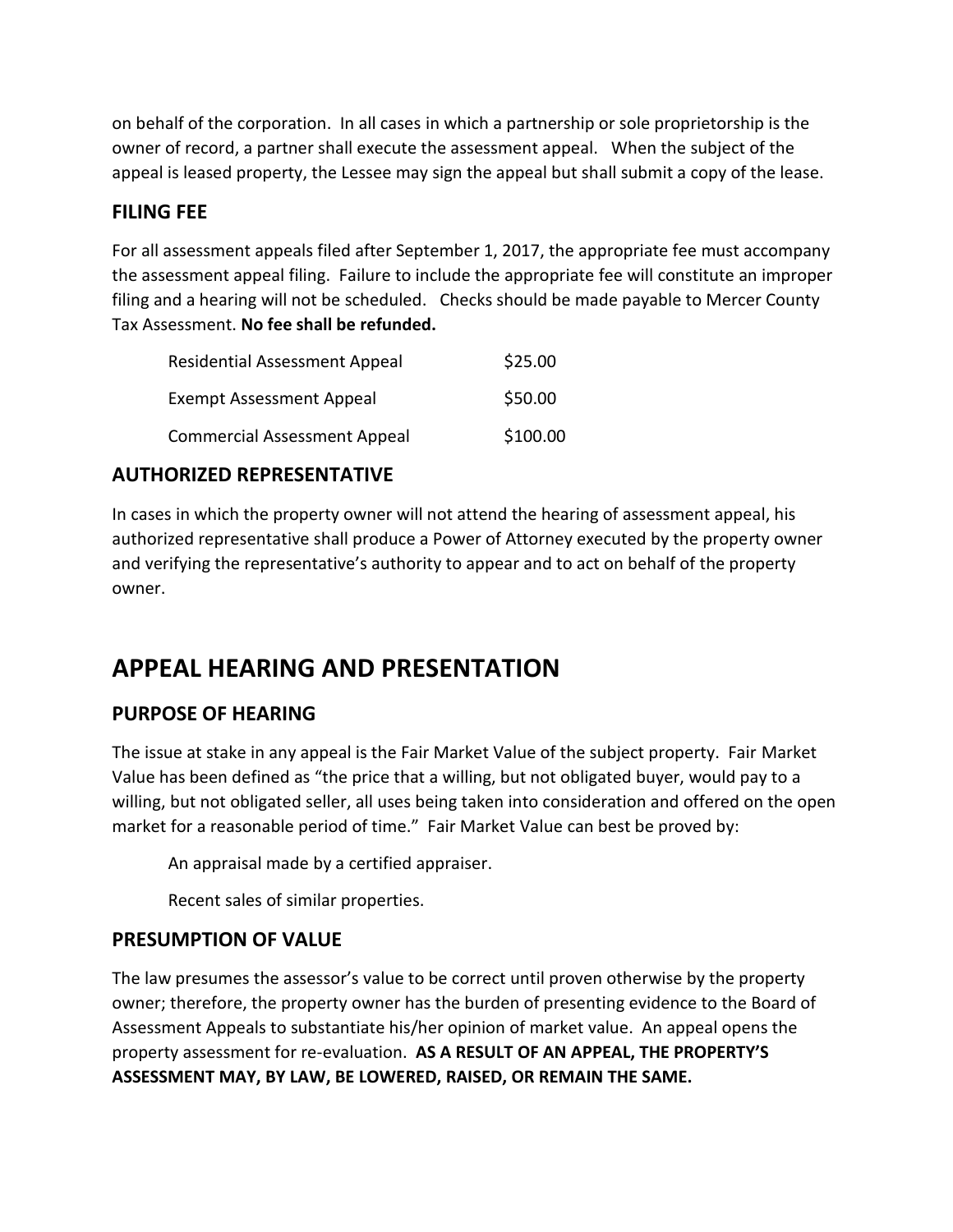on behalf of the corporation. In all cases in which a partnership or sole proprietorship is the owner of record, a partner shall execute the assessment appeal. When the subject of the appeal is leased property, the Lessee may sign the appeal but shall submit a copy of the lease.

### FILING FEE

For all assessment appeals filed after September 1, 2017, the appropriate fee must accompany the assessment appeal filing. Failure to include the appropriate fee will constitute an improper filing and a hearing will not be scheduled. Checks should be made payable to Mercer County Tax Assessment. **No fee shall be refunded.**

| | |
|---|---|
| Residential Assessment Appeal | $25.00 |
| Exempt Assessment Appeal | $50.00 |
| Commercial Assessment Appeal | $100.00 |

### AUTHORIZED REPRESENTATIVE

In cases in which the property owner will not attend the hearing of assessment appeal, his authorized representative shall produce a Power of Attorney executed by the property owner and verifying the representative's authority to appear and to act on behalf of the property owner.

## APPEAL HEARING AND PRESENTATION

### PURPOSE OF HEARING

The issue at stake in any appeal is the Fair Market Value of the subject property. Fair Market Value has been defined as "the price that a willing, but not obligated buyer, would pay to a willing, but not obligated seller, all uses being taken into consideration and offered on the open market for a reasonable period of time." Fair Market Value can best be proved by:

An appraisal made by a certified appraiser.

Recent sales of similar properties.

### PRESUMPTION OF VALUE

The law presumes the assessor's value to be correct until proven otherwise by the property owner; therefore, the property owner has the burden of presenting evidence to the Board of Assessment Appeals to substantiate his/her opinion of market value. An appeal opens the property assessment for re-evaluation. **AS A RESULT OF AN APPEAL, THE PROPERTY'S ASSESSMENT MAY, BY LAW, BE LOWERED, RAISED, OR REMAIN THE SAME.**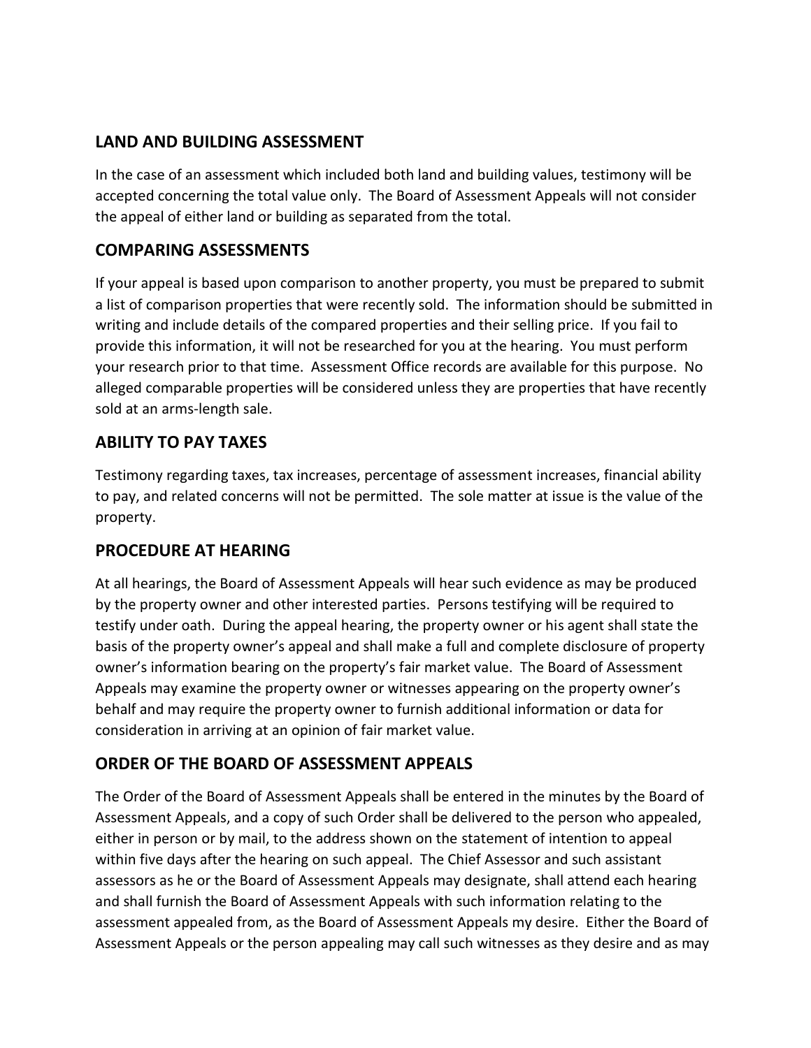## LAND AND BUILDING ASSESSMENT

In the case of an assessment which included both land and building values, testimony will be accepted concerning the total value only. The Board of Assessment Appeals will not consider the appeal of either land or building as separated from the total.

## COMPARING ASSESSMENTS

If your appeal is based upon comparison to another property, you must be prepared to submit a list of comparison properties that were recently sold. The information should be submitted in writing and include details of the compared properties and their selling price. If you fail to provide this information, it will not be researched for you at the hearing. You must perform your research prior to that time. Assessment Office records are available for this purpose. No alleged comparable properties will be considered unless they are properties that have recently sold at an arms-length sale.

## ABILITY TO PAY TAXES

Testimony regarding taxes, tax increases, percentage of assessment increases, financial ability to pay, and related concerns will not be permitted. The sole matter at issue is the value of the property.

## PROCEDURE AT HEARING

At all hearings, the Board of Assessment Appeals will hear such evidence as may be produced by the property owner and other interested parties. Persons testifying will be required to testify under oath. During the appeal hearing, the property owner or his agent shall state the basis of the property owner's appeal and shall make a full and complete disclosure of property owner's information bearing on the property's fair market value. The Board of Assessment Appeals may examine the property owner or witnesses appearing on the property owner's behalf and may require the property owner to furnish additional information or data for consideration in arriving at an opinion of fair market value.

## ORDER OF THE BOARD OF ASSESSMENT APPEALS

The Order of the Board of Assessment Appeals shall be entered in the minutes by the Board of Assessment Appeals, and a copy of such Order shall be delivered to the person who appealed, either in person or by mail, to the address shown on the statement of intention to appeal within five days after the hearing on such appeal. The Chief Assessor and such assistant assessors as he or the Board of Assessment Appeals may designate, shall attend each hearing and shall furnish the Board of Assessment Appeals with such information relating to the assessment appealed from, as the Board of Assessment Appeals my desire. Either the Board of Assessment Appeals or the person appealing may call such witnesses as they desire and as may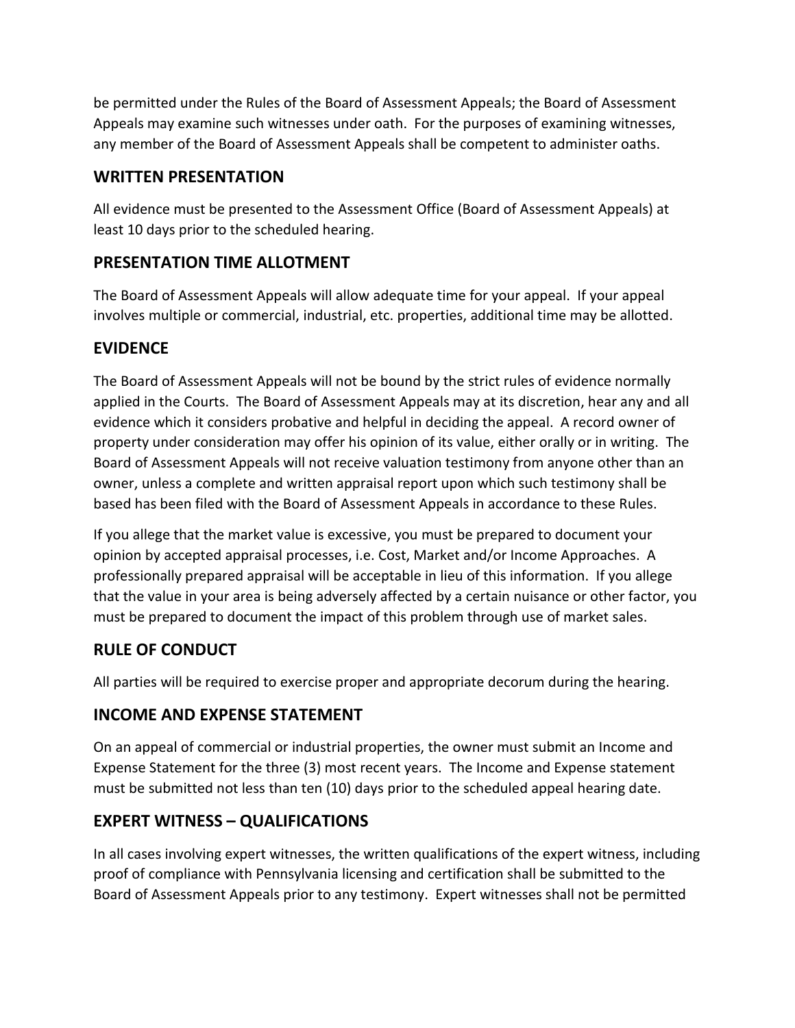be permitted under the Rules of the Board of Assessment Appeals; the Board of Assessment Appeals may examine such witnesses under oath. For the purposes of examining witnesses, any member of the Board of Assessment Appeals shall be competent to administer oaths.

## WRITTEN PRESENTATION

All evidence must be presented to the Assessment Office (Board of Assessment Appeals) at least 10 days prior to the scheduled hearing.

## PRESENTATION TIME ALLOTMENT

The Board of Assessment Appeals will allow adequate time for your appeal. If your appeal involves multiple or commercial, industrial, etc. properties, additional time may be allotted.

## EVIDENCE

The Board of Assessment Appeals will not be bound by the strict rules of evidence normally applied in the Courts. The Board of Assessment Appeals may at its discretion, hear any and all evidence which it considers probative and helpful in deciding the appeal. A record owner of property under consideration may offer his opinion of its value, either orally or in writing. The Board of Assessment Appeals will not receive valuation testimony from anyone other than an owner, unless a complete and written appraisal report upon which such testimony shall be based has been filed with the Board of Assessment Appeals in accordance to these Rules.

If you allege that the market value is excessive, you must be prepared to document your opinion by accepted appraisal processes, i.e. Cost, Market and/or Income Approaches. A professionally prepared appraisal will be acceptable in lieu of this information. If you allege that the value in your area is being adversely affected by a certain nuisance or other factor, you must be prepared to document the impact of this problem through use of market sales.

## RULE OF CONDUCT

All parties will be required to exercise proper and appropriate decorum during the hearing.

## INCOME AND EXPENSE STATEMENT

On an appeal of commercial or industrial properties, the owner must submit an Income and Expense Statement for the three (3) most recent years. The Income and Expense statement must be submitted not less than ten (10) days prior to the scheduled appeal hearing date.

## EXPERT WITNESS – QUALIFICATIONS

In all cases involving expert witnesses, the written qualifications of the expert witness, including proof of compliance with Pennsylvania licensing and certification shall be submitted to the Board of Assessment Appeals prior to any testimony. Expert witnesses shall not be permitted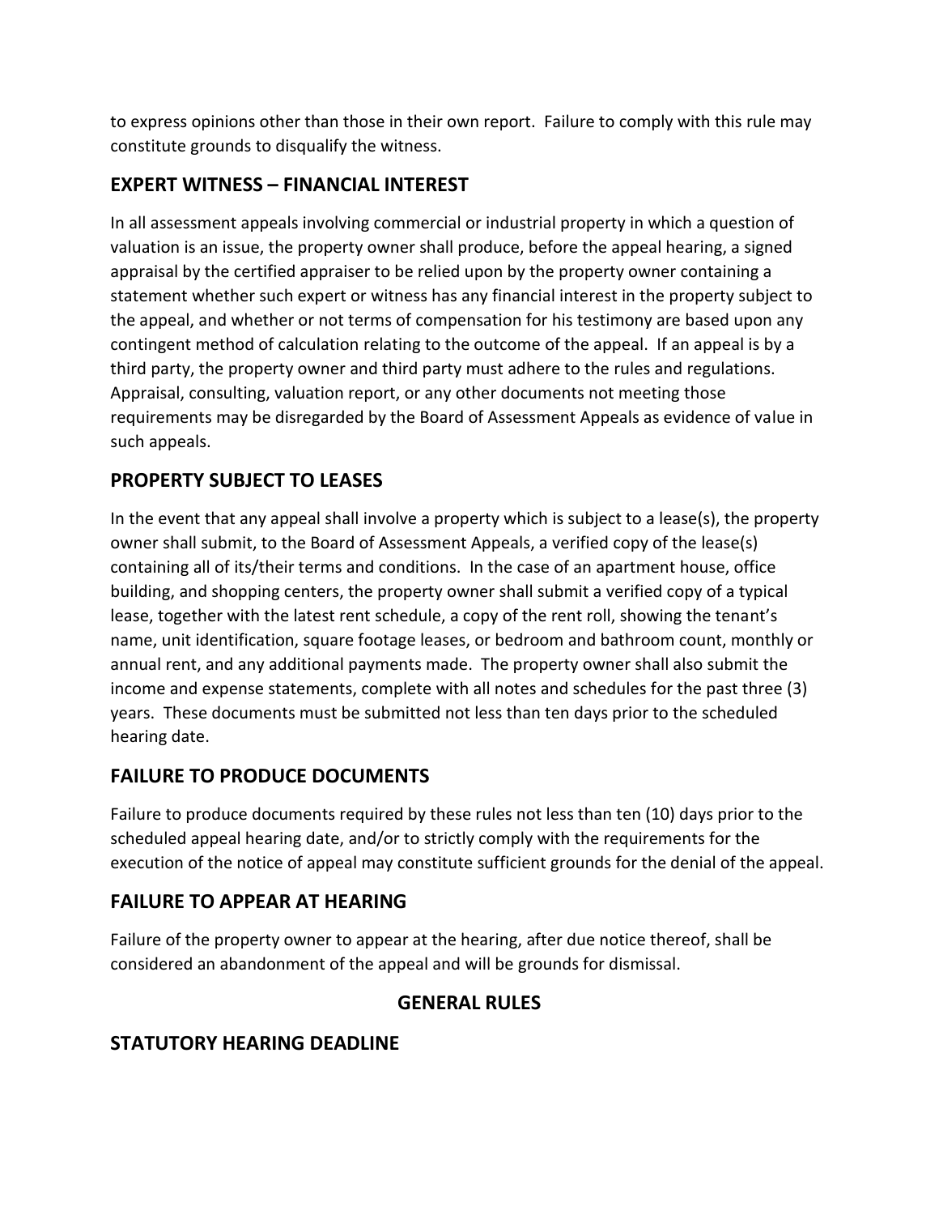to express opinions other than those in their own report. Failure to comply with this rule may constitute grounds to disqualify the witness.

## EXPERT WITNESS – FINANCIAL INTEREST

In all assessment appeals involving commercial or industrial property in which a question of valuation is an issue, the property owner shall produce, before the appeal hearing, a signed appraisal by the certified appraiser to be relied upon by the property owner containing a statement whether such expert or witness has any financial interest in the property subject to the appeal, and whether or not terms of compensation for his testimony are based upon any contingent method of calculation relating to the outcome of the appeal. If an appeal is by a third party, the property owner and third party must adhere to the rules and regulations. Appraisal, consulting, valuation report, or any other documents not meeting those requirements may be disregarded by the Board of Assessment Appeals as evidence of value in such appeals.

## PROPERTY SUBJECT TO LEASES

In the event that any appeal shall involve a property which is subject to a lease(s), the property owner shall submit, to the Board of Assessment Appeals, a verified copy of the lease(s) containing all of its/their terms and conditions. In the case of an apartment house, office building, and shopping centers, the property owner shall submit a verified copy of a typical lease, together with the latest rent schedule, a copy of the rent roll, showing the tenant's name, unit identification, square footage leases, or bedroom and bathroom count, monthly or annual rent, and any additional payments made. The property owner shall also submit the income and expense statements, complete with all notes and schedules for the past three (3) years. These documents must be submitted not less than ten days prior to the scheduled hearing date.

## FAILURE TO PRODUCE DOCUMENTS

Failure to produce documents required by these rules not less than ten (10) days prior to the scheduled appeal hearing date, and/or to strictly comply with the requirements for the execution of the notice of appeal may constitute sufficient grounds for the denial of the appeal.

## FAILURE TO APPEAR AT HEARING

Failure of the property owner to appear at the hearing, after due notice thereof, shall be considered an abandonment of the appeal and will be grounds for dismissal.

# GENERAL RULES

## STATUTORY HEARING DEADLINE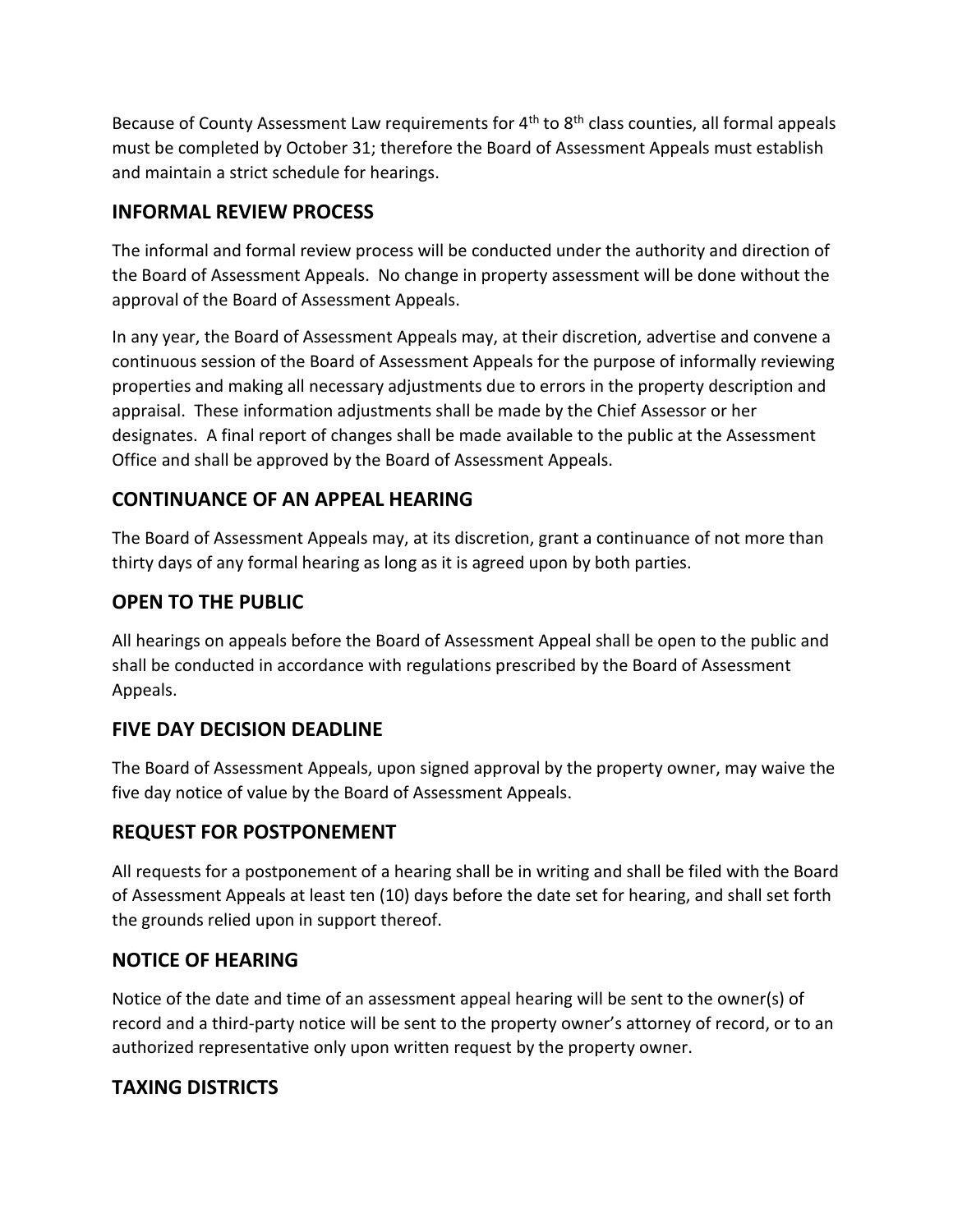Because of County Assessment Law requirements for 4th to 8th class counties, all formal appeals must be completed by October 31; therefore the Board of Assessment Appeals must establish and maintain a strict schedule for hearings.

## INFORMAL REVIEW PROCESS

The informal and formal review process will be conducted under the authority and direction of the Board of Assessment Appeals. No change in property assessment will be done without the approval of the Board of Assessment Appeals.

In any year, the Board of Assessment Appeals may, at their discretion, advertise and convene a continuous session of the Board of Assessment Appeals for the purpose of informally reviewing properties and making all necessary adjustments due to errors in the property description and appraisal. These information adjustments shall be made by the Chief Assessor or her designates. A final report of changes shall be made available to the public at the Assessment Office and shall be approved by the Board of Assessment Appeals.

## CONTINUANCE OF AN APPEAL HEARING

The Board of Assessment Appeals may, at its discretion, grant a continuance of not more than thirty days of any formal hearing as long as it is agreed upon by both parties.

## OPEN TO THE PUBLIC

All hearings on appeals before the Board of Assessment Appeal shall be open to the public and shall be conducted in accordance with regulations prescribed by the Board of Assessment Appeals.

## FIVE DAY DECISION DEADLINE

The Board of Assessment Appeals, upon signed approval by the property owner, may waive the five day notice of value by the Board of Assessment Appeals.

## REQUEST FOR POSTPONEMENT

All requests for a postponement of a hearing shall be in writing and shall be filed with the Board of Assessment Appeals at least ten (10) days before the date set for hearing, and shall set forth the grounds relied upon in support thereof.

## NOTICE OF HEARING

Notice of the date and time of an assessment appeal hearing will be sent to the owner(s) of record and a third-party notice will be sent to the property owner's attorney of record, or to an authorized representative only upon written request by the property owner.

## TAXING DISTRICTS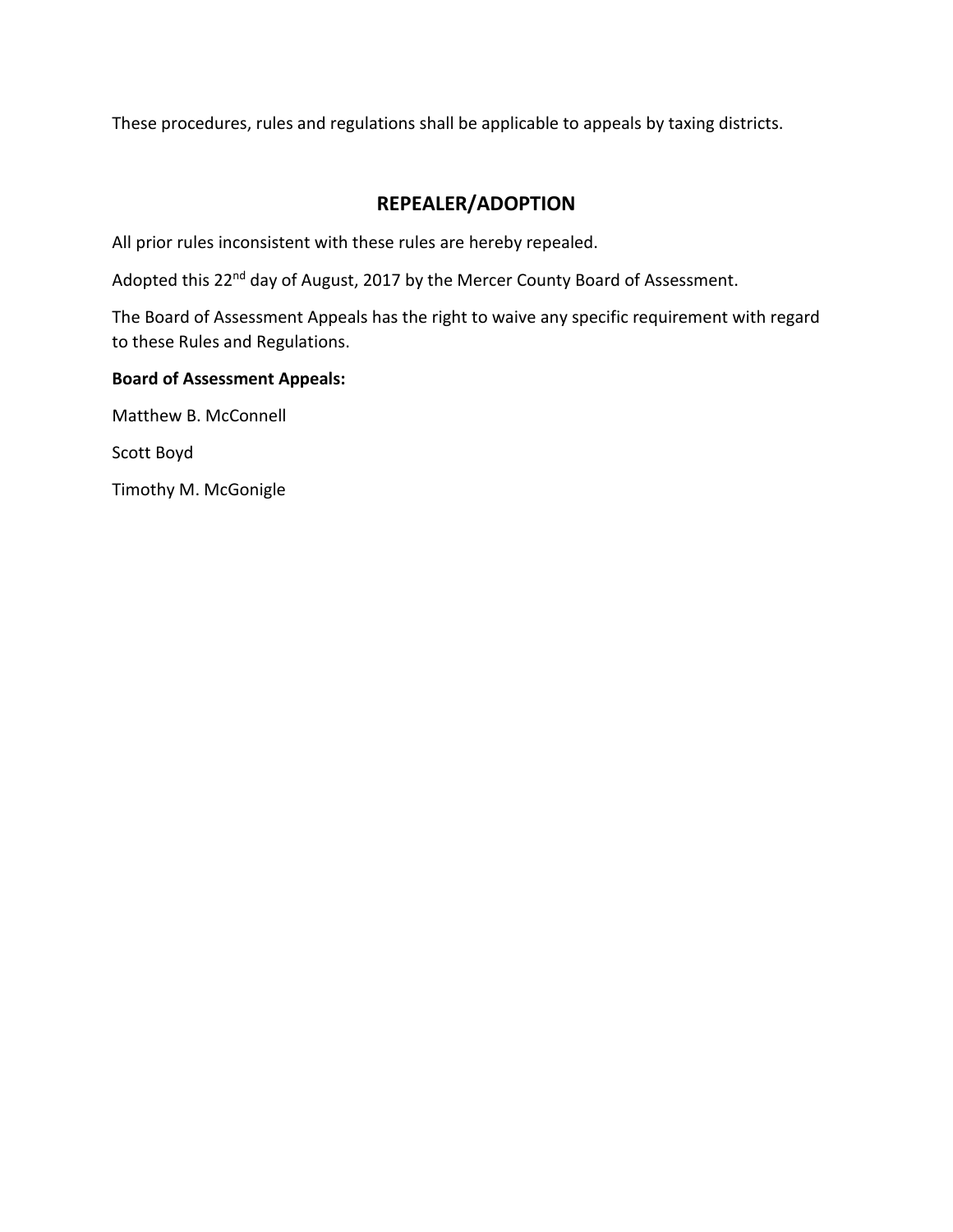These procedures, rules and regulations shall be applicable to appeals by taxing districts.

## REPEALER/ADOPTION

All prior rules inconsistent with these rules are hereby repealed.

Adopted this 22nd day of August, 2017 by the Mercer County Board of Assessment.

The Board of Assessment Appeals has the right to waive any specific requirement with regard to these Rules and Regulations.

**Board of Assessment Appeals:**

Matthew B. McConnell

Scott Boyd

Timothy M. McGonigle